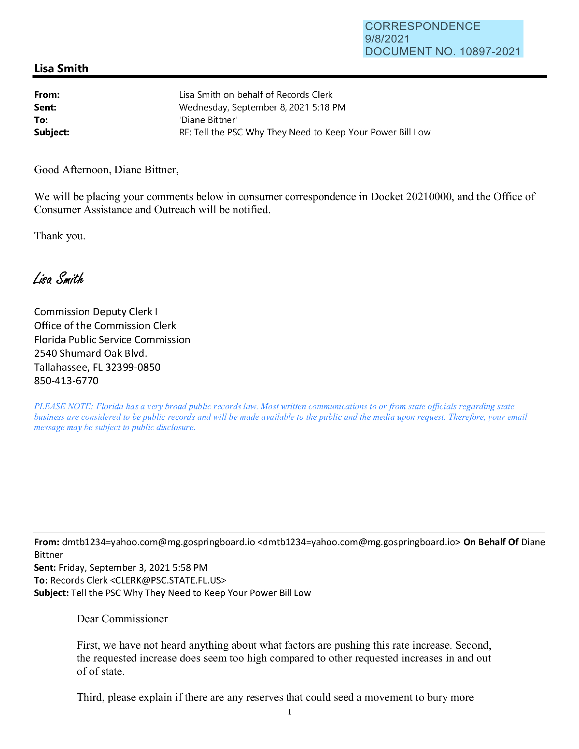CORRESPONDENCE
9/8/2021
DOCUMENT NO. 10897-2021

## Lisa Smith

| | |
|---|---|
| **From:** | Lisa Smith on behalf of Records Clerk |
| **Sent:** | Wednesday, September 8, 2021 5:18 PM |
| **To:** | 'Diane Bittner' |
| **Subject:** | RE: Tell the PSC Why They Need to Keep Your Power Bill Low |

Good Afternoon, Diane Bittner,

We will be placing your comments below in consumer correspondence in Docket 20210000, and the Office of Consumer Assistance and Outreach will be notified.

Thank you.

*Lisa Smith*

Commission Deputy Clerk I
Office of the Commission Clerk
Florida Public Service Commission
2540 Shumard Oak Blvd.
Tallahassee, FL 32399-0850
850-413-6770

*PLEASE NOTE: Florida has a very broad public records law. Most written communications to or from state officials regarding state business are considered to be public records and will be made available to the public and the media upon request. Therefore, your email message may be subject to public disclosure.*

---

**From:** dmtb1234=yahoo.com@mg.gospringboard.io <dmtb1234=yahoo.com@mg.gospringboard.io> **On Behalf Of** Diane Bittner
**Sent:** Friday, September 3, 2021 5:58 PM
**To:** Records Clerk <CLERK@PSC.STATE.FL.US>
**Subject:** Tell the PSC Why They Need to Keep Your Power Bill Low

Dear Commissioner

First, we have not heard anything about what factors are pushing this rate increase. Second, the requested increase does seem too high compared to other requested increases in and out of of state.

Third, please explain if there are any reserves that could seed a movement to bury more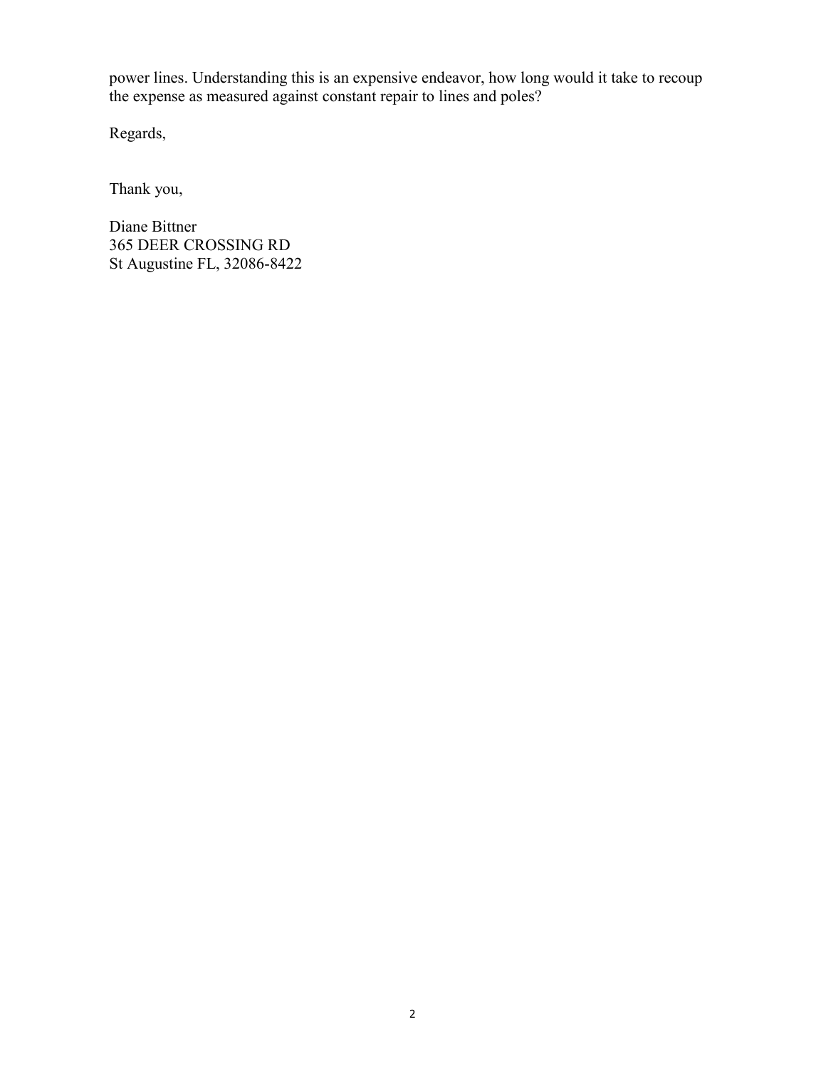power lines. Understanding this is an expensive endeavor, how long would it take to recoup the expense as measured against constant repair to lines and poles?

Regards,

Thank you,

Diane Bittner
365 DEER CROSSING RD
St Augustine FL, 32086-8422